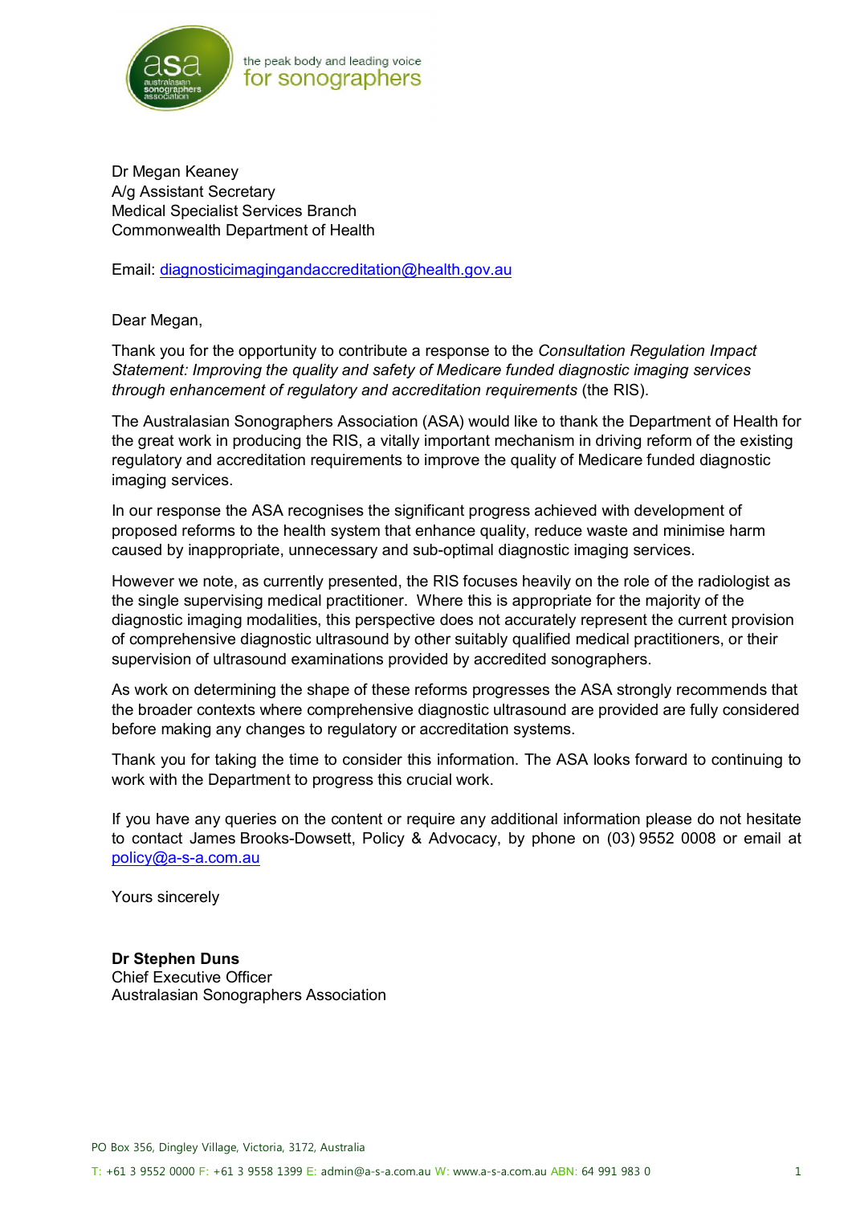Dr Megan Keaney
A/g Assistant Secretary
Medical Specialist Services Branch
Commonwealth Department of Health

Email: diagnosticimagingandaccreditation@health.gov.au

Dear Megan,

Thank you for the opportunity to contribute a response to the *Consultation Regulation Impact Statement: Improving the quality and safety of Medicare funded diagnostic imaging services through enhancement of regulatory and accreditation requirements* (the RIS).

The Australasian Sonographers Association (ASA) would like to thank the Department of Health for the great work in producing the RIS, a vitally important mechanism in driving reform of the existing regulatory and accreditation requirements to improve the quality of Medicare funded diagnostic imaging services.

In our response the ASA recognises the significant progress achieved with development of proposed reforms to the health system that enhance quality, reduce waste and minimise harm caused by inappropriate, unnecessary and sub-optimal diagnostic imaging services.

However we note, as currently presented, the RIS focuses heavily on the role of the radiologist as the single supervising medical practitioner. Where this is appropriate for the majority of the diagnostic imaging modalities, this perspective does not accurately represent the current provision of comprehensive diagnostic ultrasound by other suitably qualified medical practitioners, or their supervision of ultrasound examinations provided by accredited sonographers.

As work on determining the shape of these reforms progresses the ASA strongly recommends that the broader contexts where comprehensive diagnostic ultrasound are provided are fully considered before making any changes to regulatory or accreditation systems.

Thank you for taking the time to consider this information. The ASA looks forward to continuing to work with the Department to progress this crucial work.

If you have any queries on the content or require any additional information please do not hesitate to contact James Brooks-Dowsett, Policy & Advocacy, by phone on (03) 9552 0008 or email at policy@a-s-a.com.au

Yours sincerely

**Dr Stephen Duns**
Chief Executive Officer
Australasian Sonographers Association

PO Box 356, Dingley Village, Victoria, 3172, Australia

T: +61 3 9552 0000 F: +61 3 9558 1399 E: admin@a-s-a.com.au W: www.a-s-a.com.au ABN: 64 991 983 0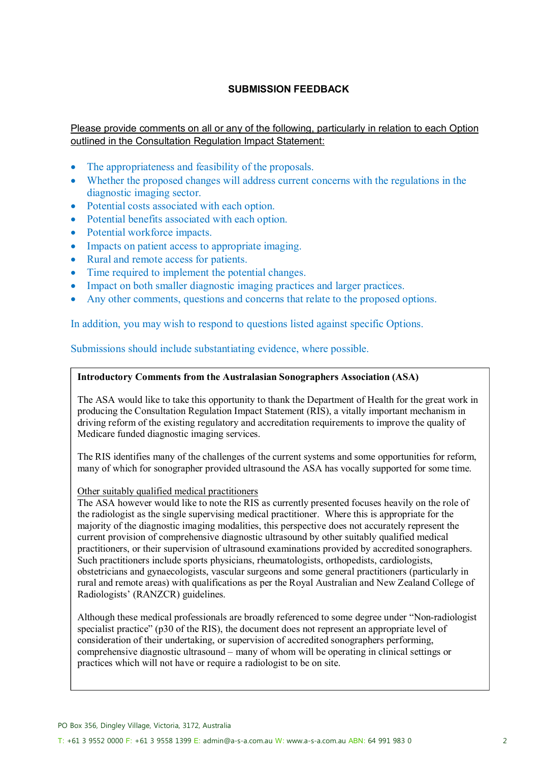**SUBMISSION FEEDBACK**

Please provide comments on all or any of the following, particularly in relation to each Option outlined in the Consultation Regulation Impact Statement:

- The appropriateness and feasibility of the proposals.
- Whether the proposed changes will address current concerns with the regulations in the diagnostic imaging sector.
- Potential costs associated with each option.
- Potential benefits associated with each option.
- Potential workforce impacts.
- Impacts on patient access to appropriate imaging.
- Rural and remote access for patients.
- Time required to implement the potential changes.
- Impact on both smaller diagnostic imaging practices and larger practices.
- Any other comments, questions and concerns that relate to the proposed options.

In addition, you may wish to respond to questions listed against specific Options.

Submissions should include substantiating evidence, where possible.

**Introductory Comments from the Australasian Sonographers Association (ASA)**

The ASA would like to take this opportunity to thank the Department of Health for the great work in producing the Consultation Regulation Impact Statement (RIS), a vitally important mechanism in driving reform of the existing regulatory and accreditation requirements to improve the quality of Medicare funded diagnostic imaging services.

The RIS identifies many of the challenges of the current systems and some opportunities for reform, many of which for sonographer provided ultrasound the ASA has vocally supported for some time.

Other suitably qualified medical practitioners

The ASA however would like to note the RIS as currently presented focuses heavily on the role of the radiologist as the single supervising medical practitioner. Where this is appropriate for the majority of the diagnostic imaging modalities, this perspective does not accurately represent the current provision of comprehensive diagnostic ultrasound by other suitably qualified medical practitioners, or their supervision of ultrasound examinations provided by accredited sonographers. Such practitioners include sports physicians, rheumatologists, orthopedists, cardiologists, obstetricians and gynaecologists, vascular surgeons and some general practitioners (particularly in rural and remote areas) with qualifications as per the Royal Australian and New Zealand College of Radiologists' (RANZCR) guidelines.

Although these medical professionals are broadly referenced to some degree under "Non-radiologist specialist practice" (p30 of the RIS), the document does not represent an appropriate level of consideration of their undertaking, or supervision of accredited sonographers performing, comprehensive diagnostic ultrasound – many of whom will be operating in clinical settings or practices which will not have or require a radiologist to be on site.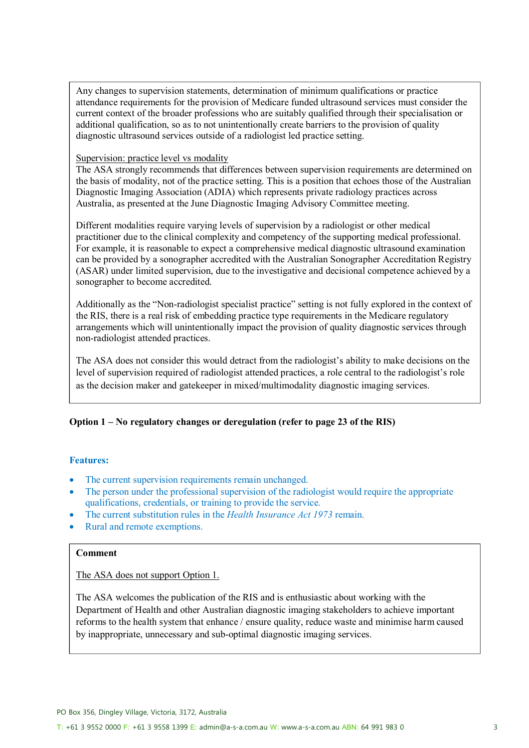Any changes to supervision statements, determination of minimum qualifications or practice attendance requirements for the provision of Medicare funded ultrasound services must consider the current context of the broader professions who are suitably qualified through their specialisation or additional qualification, so as to not unintentionally create barriers to the provision of quality diagnostic ultrasound services outside of a radiologist led practice setting.

Supervision: practice level vs modality

The ASA strongly recommends that differences between supervision requirements are determined on the basis of modality, not of the practice setting. This is a position that echoes those of the Australian Diagnostic Imaging Association (ADIA) which represents private radiology practices across Australia, as presented at the June Diagnostic Imaging Advisory Committee meeting.

Different modalities require varying levels of supervision by a radiologist or other medical practitioner due to the clinical complexity and competency of the supporting medical professional. For example, it is reasonable to expect a comprehensive medical diagnostic ultrasound examination can be provided by a sonographer accredited with the Australian Sonographer Accreditation Registry (ASAR) under limited supervision, due to the investigative and decisional competence achieved by a sonographer to become accredited.

Additionally as the "Non-radiologist specialist practice" setting is not fully explored in the context of the RIS, there is a real risk of embedding practice type requirements in the Medicare regulatory arrangements which will unintentionally impact the provision of quality diagnostic services through non-radiologist attended practices.

The ASA does not consider this would detract from the radiologist's ability to make decisions on the level of supervision required of radiologist attended practices, a role central to the radiologist's role as the decision maker and gatekeeper in mixed/multimodality diagnostic imaging services.

**Option 1 – No regulatory changes or deregulation (refer to page 23 of the RIS)**

**Features:**

- The current supervision requirements remain unchanged.
- The person under the professional supervision of the radiologist would require the appropriate qualifications, credentials, or training to provide the service.
- The current substitution rules in the *Health Insurance Act 1973* remain.
- Rural and remote exemptions.

**Comment**

The ASA does not support Option 1.

The ASA welcomes the publication of the RIS and is enthusiastic about working with the Department of Health and other Australian diagnostic imaging stakeholders to achieve important reforms to the health system that enhance / ensure quality, reduce waste and minimise harm caused by inappropriate, unnecessary and sub-optimal diagnostic imaging services.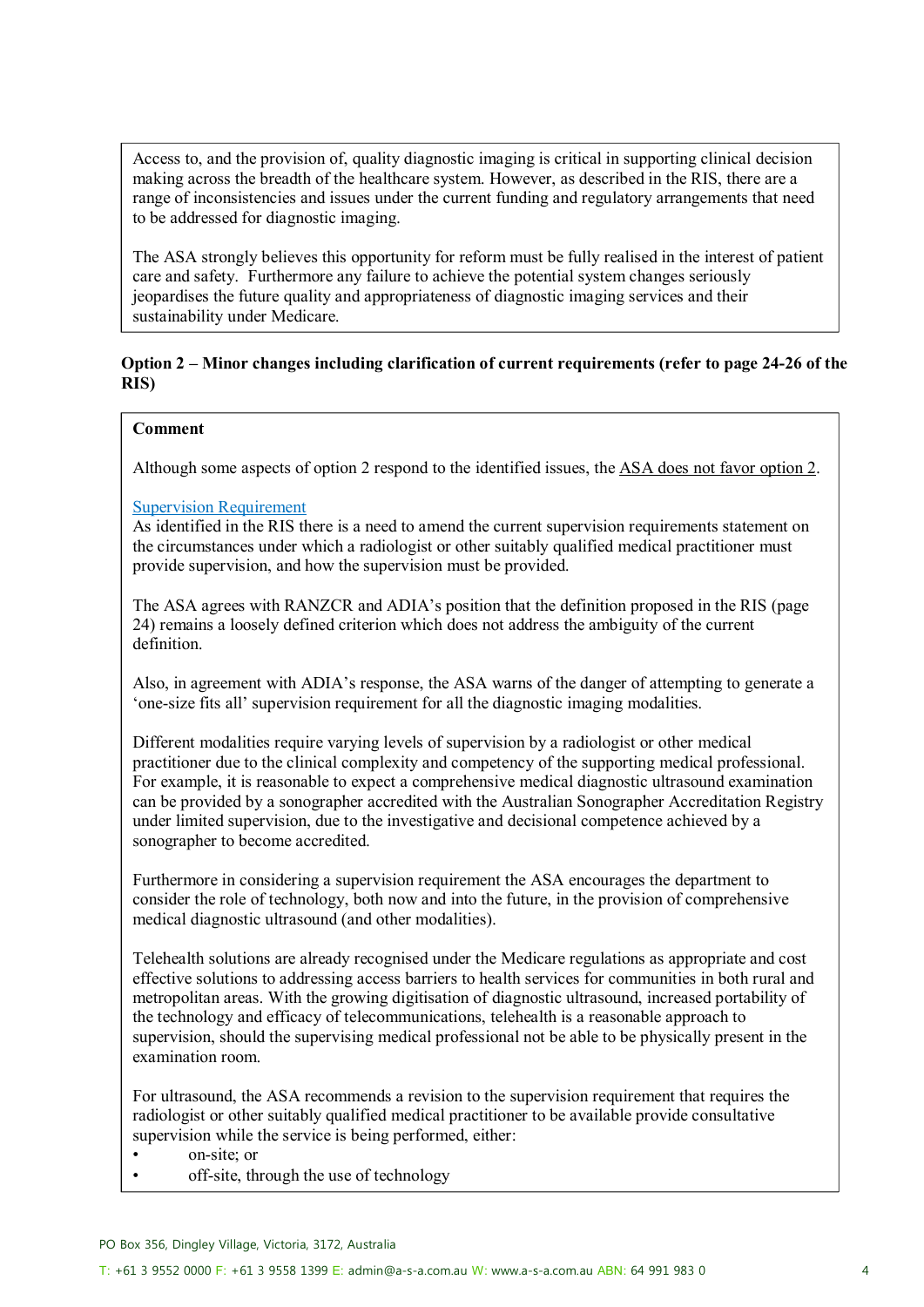Access to, and the provision of, quality diagnostic imaging is critical in supporting clinical decision making across the breadth of the healthcare system. However, as described in the RIS, there are a range of inconsistencies and issues under the current funding and regulatory arrangements that need to be addressed for diagnostic imaging.

The ASA strongly believes this opportunity for reform must be fully realised in the interest of patient care and safety. Furthermore any failure to achieve the potential system changes seriously jeopardises the future quality and appropriateness of diagnostic imaging services and their sustainability under Medicare.

**Option 2 – Minor changes including clarification of current requirements (refer to page 24-26 of the RIS)**

**Comment**

Although some aspects of option 2 respond to the identified issues, the ASA does not favor option 2.

Supervision Requirement

As identified in the RIS there is a need to amend the current supervision requirements statement on the circumstances under which a radiologist or other suitably qualified medical practitioner must provide supervision, and how the supervision must be provided.

The ASA agrees with RANZCR and ADIA's position that the definition proposed in the RIS (page 24) remains a loosely defined criterion which does not address the ambiguity of the current definition.

Also, in agreement with ADIA's response, the ASA warns of the danger of attempting to generate a 'one-size fits all' supervision requirement for all the diagnostic imaging modalities.

Different modalities require varying levels of supervision by a radiologist or other medical practitioner due to the clinical complexity and competency of the supporting medical professional. For example, it is reasonable to expect a comprehensive medical diagnostic ultrasound examination can be provided by a sonographer accredited with the Australian Sonographer Accreditation Registry under limited supervision, due to the investigative and decisional competence achieved by a sonographer to become accredited.

Furthermore in considering a supervision requirement the ASA encourages the department to consider the role of technology, both now and into the future, in the provision of comprehensive medical diagnostic ultrasound (and other modalities).

Telehealth solutions are already recognised under the Medicare regulations as appropriate and cost effective solutions to addressing access barriers to health services for communities in both rural and metropolitan areas. With the growing digitisation of diagnostic ultrasound, increased portability of the technology and efficacy of telecommunications, telehealth is a reasonable approach to supervision, should the supervising medical professional not be able to be physically present in the examination room.

For ultrasound, the ASA recommends a revision to the supervision requirement that requires the radiologist or other suitably qualified medical practitioner to be available provide consultative supervision while the service is being performed, either:

- on-site; or
- off-site, through the use of technology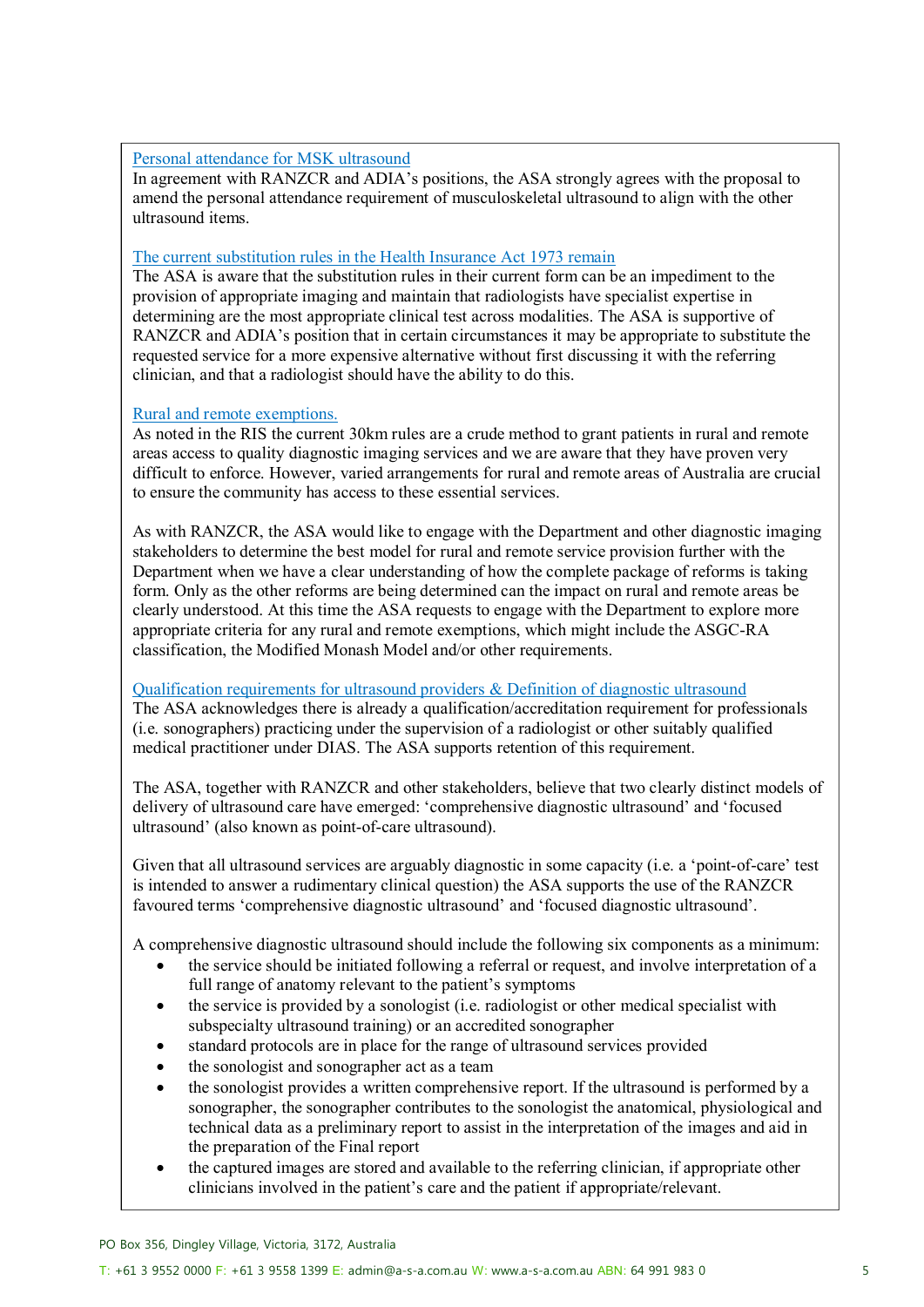Personal attendance for MSK ultrasound

In agreement with RANZCR and ADIA's positions, the ASA strongly agrees with the proposal to amend the personal attendance requirement of musculoskeletal ultrasound to align with the other ultrasound items.

The current substitution rules in the Health Insurance Act 1973 remain

The ASA is aware that the substitution rules in their current form can be an impediment to the provision of appropriate imaging and maintain that radiologists have specialist expertise in determining are the most appropriate clinical test across modalities. The ASA is supportive of RANZCR and ADIA's position that in certain circumstances it may be appropriate to substitute the requested service for a more expensive alternative without first discussing it with the referring clinician, and that a radiologist should have the ability to do this.

Rural and remote exemptions.

As noted in the RIS the current 30km rules are a crude method to grant patients in rural and remote areas access to quality diagnostic imaging services and we are aware that they have proven very difficult to enforce. However, varied arrangements for rural and remote areas of Australia are crucial to ensure the community has access to these essential services.

As with RANZCR, the ASA would like to engage with the Department and other diagnostic imaging stakeholders to determine the best model for rural and remote service provision further with the Department when we have a clear understanding of how the complete package of reforms is taking form. Only as the other reforms are being determined can the impact on rural and remote areas be clearly understood. At this time the ASA requests to engage with the Department to explore more appropriate criteria for any rural and remote exemptions, which might include the ASGC-RA classification, the Modified Monash Model and/or other requirements.

Qualification requirements for ultrasound providers & Definition of diagnostic ultrasound

The ASA acknowledges there is already a qualification/accreditation requirement for professionals (i.e. sonographers) practicing under the supervision of a radiologist or other suitably qualified medical practitioner under DIAS. The ASA supports retention of this requirement.

The ASA, together with RANZCR and other stakeholders, believe that two clearly distinct models of delivery of ultrasound care have emerged: 'comprehensive diagnostic ultrasound' and 'focused ultrasound' (also known as point-of-care ultrasound).

Given that all ultrasound services are arguably diagnostic in some capacity (i.e. a 'point-of-care' test is intended to answer a rudimentary clinical question) the ASA supports the use of the RANZCR favoured terms 'comprehensive diagnostic ultrasound' and 'focused diagnostic ultrasound'.

A comprehensive diagnostic ultrasound should include the following six components as a minimum:

- the service should be initiated following a referral or request, and involve interpretation of a full range of anatomy relevant to the patient's symptoms
- the service is provided by a sonologist (i.e. radiologist or other medical specialist with subspecialty ultrasound training) or an accredited sonographer
- standard protocols are in place for the range of ultrasound services provided
- the sonologist and sonographer act as a team
- the sonologist provides a written comprehensive report. If the ultrasound is performed by a sonographer, the sonographer contributes to the sonologist the anatomical, physiological and technical data as a preliminary report to assist in the interpretation of the images and aid in the preparation of the Final report
- the captured images are stored and available to the referring clinician, if appropriate other clinicians involved in the patient's care and the patient if appropriate/relevant.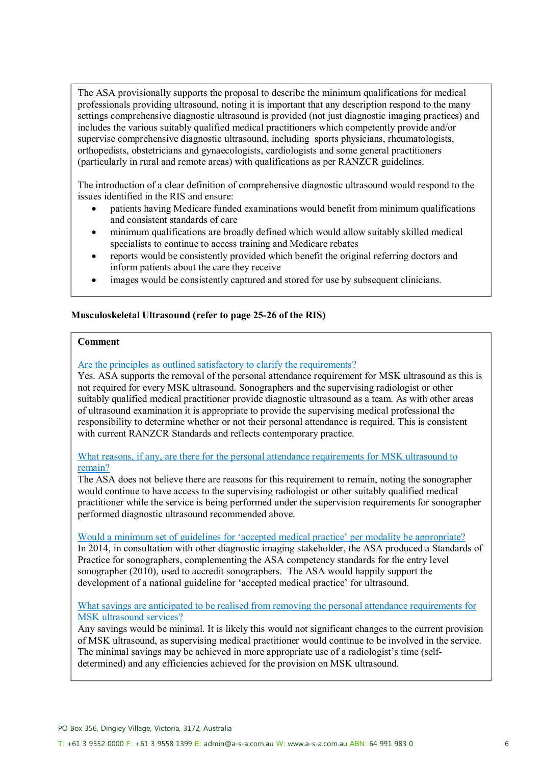The ASA provisionally supports the proposal to describe the minimum qualifications for medical professionals providing ultrasound, noting it is important that any description respond to the many settings comprehensive diagnostic ultrasound is provided (not just diagnostic imaging practices) and includes the various suitably qualified medical practitioners which competently provide and/or supervise comprehensive diagnostic ultrasound, including sports physicians, rheumatologists, orthopedists, obstetricians and gynaecologists, cardiologists and some general practitioners (particularly in rural and remote areas) with qualifications as per RANZCR guidelines.

The introduction of a clear definition of comprehensive diagnostic ultrasound would respond to the issues identified in the RIS and ensure:

- patients having Medicare funded examinations would benefit from minimum qualifications and consistent standards of care
- minimum qualifications are broadly defined which would allow suitably skilled medical specialists to continue to access training and Medicare rebates
- reports would be consistently provided which benefit the original referring doctors and inform patients about the care they receive
- images would be consistently captured and stored for use by subsequent clinicians.

**Musculoskeletal Ultrasound (refer to page 25-26 of the RIS)**

**Comment**

Are the principles as outlined satisfactory to clarify the requirements?

Yes. ASA supports the removal of the personal attendance requirement for MSK ultrasound as this is not required for every MSK ultrasound. Sonographers and the supervising radiologist or other suitably qualified medical practitioner provide diagnostic ultrasound as a team. As with other areas of ultrasound examination it is appropriate to provide the supervising medical professional the responsibility to determine whether or not their personal attendance is required. This is consistent with current RANZCR Standards and reflects contemporary practice.

What reasons, if any, are there for the personal attendance requirements for MSK ultrasound to remain?

The ASA does not believe there are reasons for this requirement to remain, noting the sonographer would continue to have access to the supervising radiologist or other suitably qualified medical practitioner while the service is being performed under the supervision requirements for sonographer performed diagnostic ultrasound recommended above.

Would a minimum set of guidelines for 'accepted medical practice' per modality be appropriate?

In 2014, in consultation with other diagnostic imaging stakeholder, the ASA produced a Standards of Practice for sonographers, complementing the ASA competency standards for the entry level sonographer (2010), used to accredit sonographers. The ASA would happily support the development of a national guideline for 'accepted medical practice' for ultrasound.

What savings are anticipated to be realised from removing the personal attendance requirements for MSK ultrasound services?

Any savings would be minimal. It is likely this would not significant changes to the current provision of MSK ultrasound, as supervising medical practitioner would continue to be involved in the service. The minimal savings may be achieved in more appropriate use of a radiologist's time (self-determined) and any efficiencies achieved for the provision on MSK ultrasound.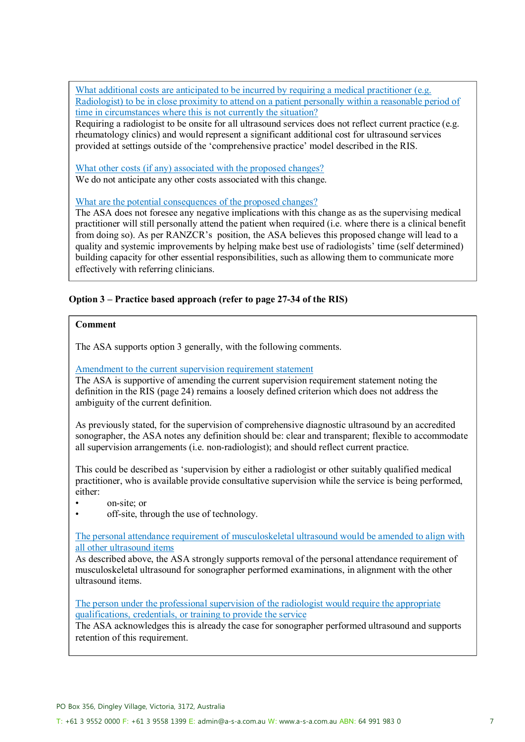What additional costs are anticipated to be incurred by requiring a medical practitioner (e.g. Radiologist) to be in close proximity to attend on a patient personally within a reasonable period of time in circumstances where this is not currently the situation?

Requiring a radiologist to be onsite for all ultrasound services does not reflect current practice (e.g. rheumatology clinics) and would represent a significant additional cost for ultrasound services provided at settings outside of the 'comprehensive practice' model described in the RIS.

What other costs (if any) associated with the proposed changes?

We do not anticipate any other costs associated with this change.

What are the potential consequences of the proposed changes?

The ASA does not foresee any negative implications with this change as as the supervising medical practitioner will still personally attend the patient when required (i.e. where there is a clinical benefit from doing so). As per RANZCR's position, the ASA believes this proposed change will lead to a quality and systemic improvements by helping make best use of radiologists' time (self determined) building capacity for other essential responsibilities, such as allowing them to communicate more effectively with referring clinicians.

**Option 3 – Practice based approach (refer to page 27-34 of the RIS)**

**Comment**

The ASA supports option 3 generally, with the following comments.

Amendment to the current supervision requirement statement

The ASA is supportive of amending the current supervision requirement statement noting the definition in the RIS (page 24) remains a loosely defined criterion which does not address the ambiguity of the current definition.

As previously stated, for the supervision of comprehensive diagnostic ultrasound by an accredited sonographer, the ASA notes any definition should be: clear and transparent; flexible to accommodate all supervision arrangements (i.e. non-radiologist); and should reflect current practice.

This could be described as 'supervision by either a radiologist or other suitably qualified medical practitioner, who is available provide consultative supervision while the service is being performed, either:

- on-site; or
- off-site, through the use of technology.

The personal attendance requirement of musculoskeletal ultrasound would be amended to align with all other ultrasound items

As described above, the ASA strongly supports removal of the personal attendance requirement of musculoskeletal ultrasound for sonographer performed examinations, in alignment with the other ultrasound items.

The person under the professional supervision of the radiologist would require the appropriate qualifications, credentials, or training to provide the service

The ASA acknowledges this is already the case for sonographer performed ultrasound and supports retention of this requirement.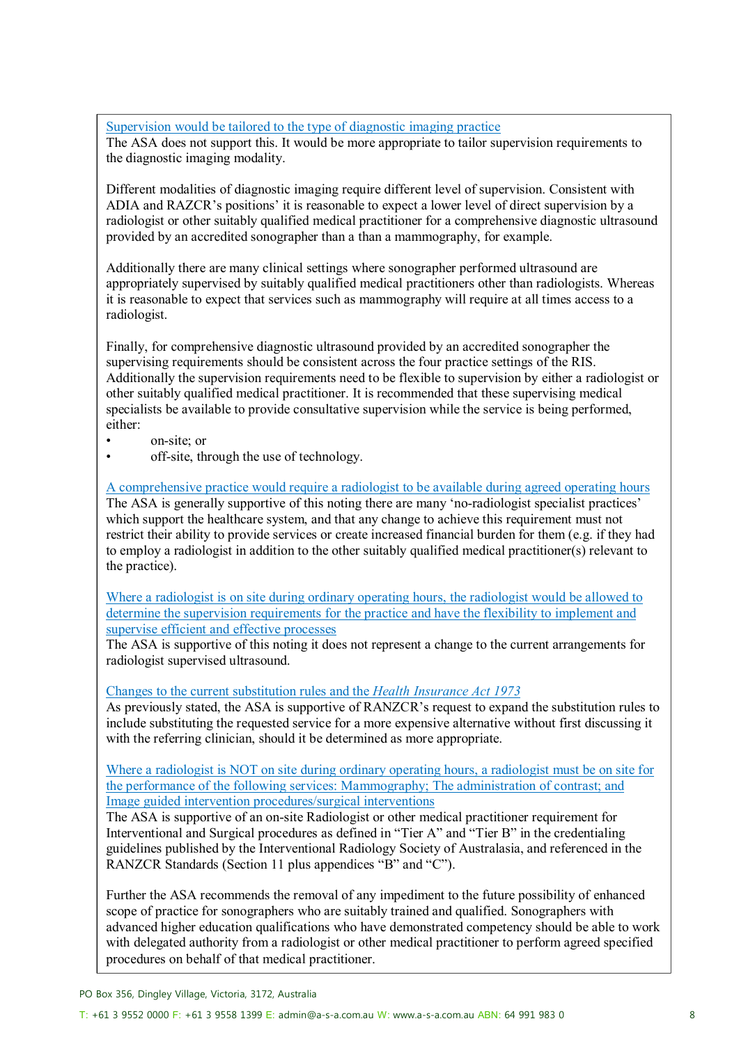Supervision would be tailored to the type of diagnostic imaging practice

The ASA does not support this. It would be more appropriate to tailor supervision requirements to the diagnostic imaging modality.

Different modalities of diagnostic imaging require different level of supervision. Consistent with ADIA and RAZCR's positions' it is reasonable to expect a lower level of direct supervision by a radiologist or other suitably qualified medical practitioner for a comprehensive diagnostic ultrasound provided by an accredited sonographer than a than a mammography, for example.

Additionally there are many clinical settings where sonographer performed ultrasound are appropriately supervised by suitably qualified medical practitioners other than radiologists. Whereas it is reasonable to expect that services such as mammography will require at all times access to a radiologist.

Finally, for comprehensive diagnostic ultrasound provided by an accredited sonographer the supervising requirements should be consistent across the four practice settings of the RIS. Additionally the supervision requirements need to be flexible to supervision by either a radiologist or other suitably qualified medical practitioner. It is recommended that these supervising medical specialists be available to provide consultative supervision while the service is being performed, either:

- on-site; or
- off-site, through the use of technology.

A comprehensive practice would require a radiologist to be available during agreed operating hours

The ASA is generally supportive of this noting there are many 'no-radiologist specialist practices' which support the healthcare system, and that any change to achieve this requirement must not restrict their ability to provide services or create increased financial burden for them (e.g. if they had to employ a radiologist in addition to the other suitably qualified medical practitioner(s) relevant to the practice).

Where a radiologist is on site during ordinary operating hours, the radiologist would be allowed to determine the supervision requirements for the practice and have the flexibility to implement and supervise efficient and effective processes

The ASA is supportive of this noting it does not represent a change to the current arrangements for radiologist supervised ultrasound.

Changes to the current substitution rules and the *Health Insurance Act 1973*

As previously stated, the ASA is supportive of RANZCR's request to expand the substitution rules to include substituting the requested service for a more expensive alternative without first discussing it with the referring clinician, should it be determined as more appropriate.

Where a radiologist is NOT on site during ordinary operating hours, a radiologist must be on site for the performance of the following services: Mammography; The administration of contrast; and Image guided intervention procedures/surgical interventions

The ASA is supportive of an on-site Radiologist or other medical practitioner requirement for Interventional and Surgical procedures as defined in "Tier A" and "Tier B" in the credentialing guidelines published by the Interventional Radiology Society of Australasia, and referenced in the RANZCR Standards (Section 11 plus appendices "B" and "C").

Further the ASA recommends the removal of any impediment to the future possibility of enhanced scope of practice for sonographers who are suitably trained and qualified. Sonographers with advanced higher education qualifications who have demonstrated competency should be able to work with delegated authority from a radiologist or other medical practitioner to perform agreed specified procedures on behalf of that medical practitioner.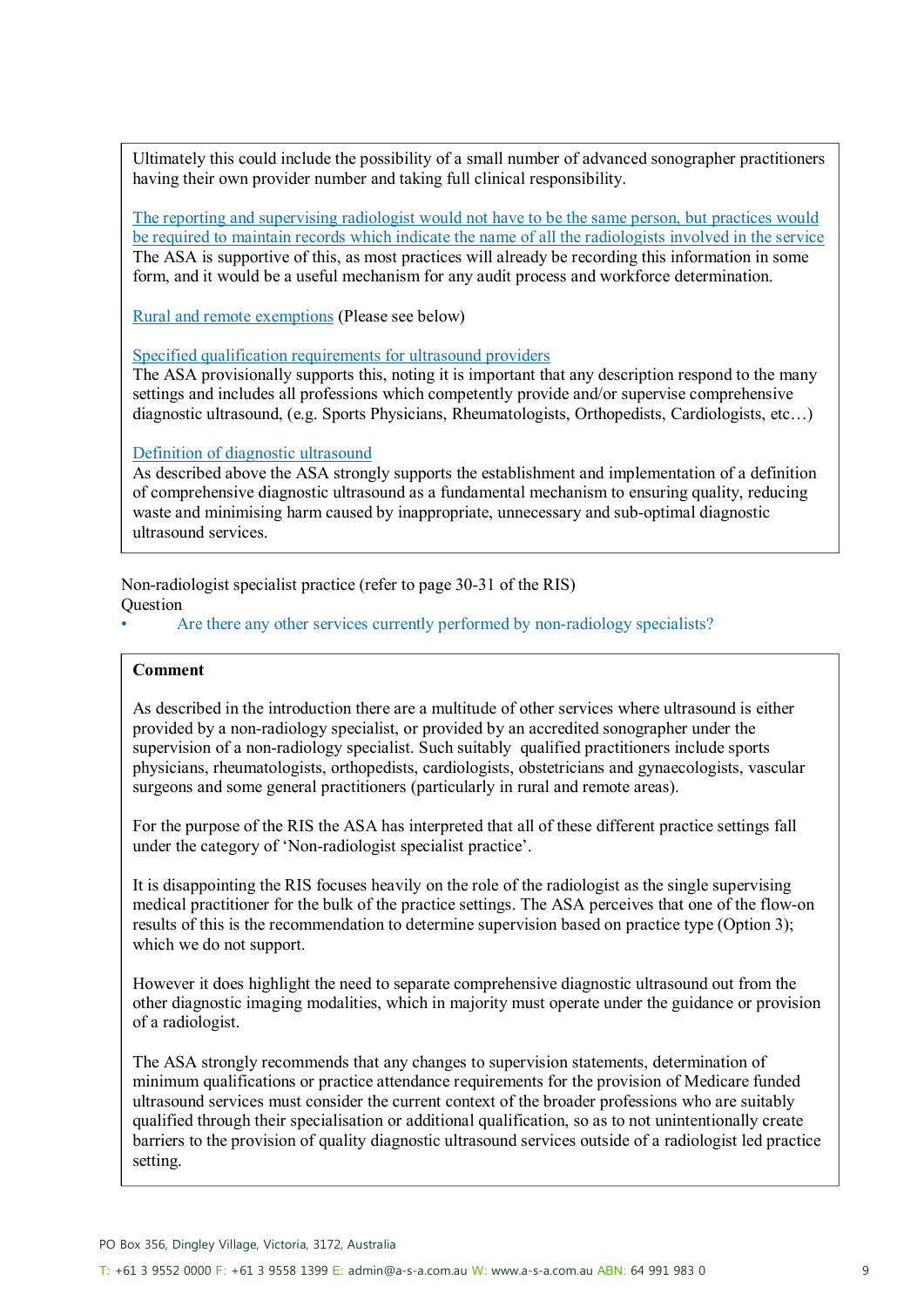Ultimately this could include the possibility of a small number of advanced sonographer practitioners having their own provider number and taking full clinical responsibility.

The reporting and supervising radiologist would not have to be the same person, but practices would be required to maintain records which indicate the name of all the radiologists involved in the service
The ASA is supportive of this, as most practices will already be recording this information in some form, and it would be a useful mechanism for any audit process and workforce determination.

Rural and remote exemptions (Please see below)

Specified qualification requirements for ultrasound providers
The ASA provisionally supports this, noting it is important that any description respond to the many settings and includes all professions which competently provide and/or supervise comprehensive diagnostic ultrasound, (e.g. Sports Physicians, Rheumatologists, Orthopedists, Cardiologists, etc…)

Definition of diagnostic ultrasound
As described above the ASA strongly supports the establishment and implementation of a definition of comprehensive diagnostic ultrasound as a fundamental mechanism to ensuring quality, reducing waste and minimising harm caused by inappropriate, unnecessary and sub-optimal diagnostic ultrasound services.

Non-radiologist specialist practice (refer to page 30-31 of the RIS)
Question

- Are there any other services currently performed by non-radiology specialists?

**Comment**

As described in the introduction there are a multitude of other services where ultrasound is either provided by a non-radiology specialist, or provided by an accredited sonographer under the supervision of a non-radiology specialist. Such suitably qualified practitioners include sports physicians, rheumatologists, orthopedists, cardiologists, obstetricians and gynaecologists, vascular surgeons and some general practitioners (particularly in rural and remote areas).

For the purpose of the RIS the ASA has interpreted that all of these different practice settings fall under the category of 'Non-radiologist specialist practice'.

It is disappointing the RIS focuses heavily on the role of the radiologist as the single supervising medical practitioner for the bulk of the practice settings. The ASA perceives that one of the flow-on results of this is the recommendation to determine supervision based on practice type (Option 3); which we do not support.

However it does highlight the need to separate comprehensive diagnostic ultrasound out from the other diagnostic imaging modalities, which in majority must operate under the guidance or provision of a radiologist.

The ASA strongly recommends that any changes to supervision statements, determination of minimum qualifications or practice attendance requirements for the provision of Medicare funded ultrasound services must consider the current context of the broader professions who are suitably qualified through their specialisation or additional qualification, so as to not unintentionally create barriers to the provision of quality diagnostic ultrasound services outside of a radiologist led practice setting.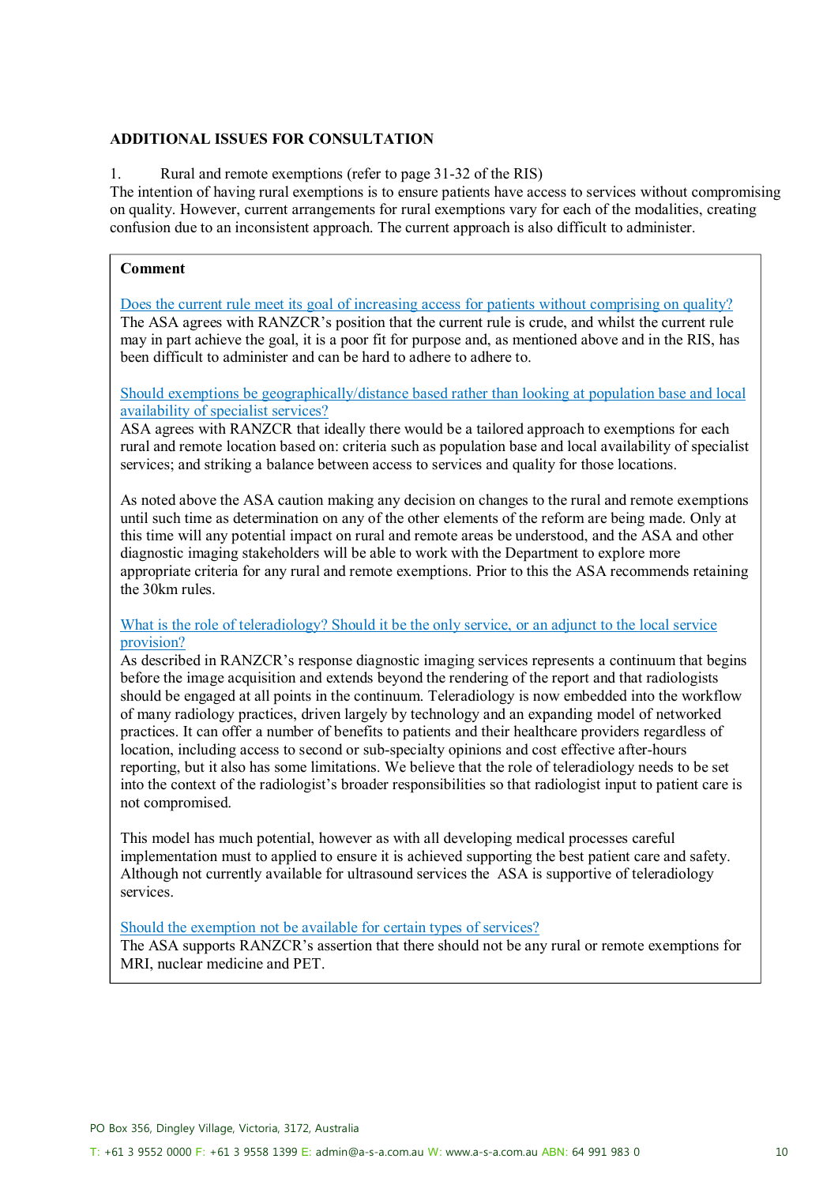## ADDITIONAL ISSUES FOR CONSULTATION

1. Rural and remote exemptions (refer to page 31-32 of the RIS)

The intention of having rural exemptions is to ensure patients have access to services without compromising on quality. However, current arrangements for rural exemptions vary for each of the modalities, creating confusion due to an inconsistent approach. The current approach is also difficult to administer.

**Comment**

Does the current rule meet its goal of increasing access for patients without comprising on quality?

The ASA agrees with RANZCR's position that the current rule is crude, and whilst the current rule may in part achieve the goal, it is a poor fit for purpose and, as mentioned above and in the RIS, has been difficult to administer and can be hard to adhere to adhere to.

Should exemptions be geographically/distance based rather than looking at population base and local availability of specialist services?

ASA agrees with RANZCR that ideally there would be a tailored approach to exemptions for each rural and remote location based on: criteria such as population base and local availability of specialist services; and striking a balance between access to services and quality for those locations.

As noted above the ASA caution making any decision on changes to the rural and remote exemptions until such time as determination on any of the other elements of the reform are being made. Only at this time will any potential impact on rural and remote areas be understood, and the ASA and other diagnostic imaging stakeholders will be able to work with the Department to explore more appropriate criteria for any rural and remote exemptions. Prior to this the ASA recommends retaining the 30km rules.

What is the role of teleradiology? Should it be the only service, or an adjunct to the local service provision?

As described in RANZCR's response diagnostic imaging services represents a continuum that begins before the image acquisition and extends beyond the rendering of the report and that radiologists should be engaged at all points in the continuum. Teleradiology is now embedded into the workflow of many radiology practices, driven largely by technology and an expanding model of networked practices. It can offer a number of benefits to patients and their healthcare providers regardless of location, including access to second or sub-specialty opinions and cost effective after-hours reporting, but it also has some limitations. We believe that the role of teleradiology needs to be set into the context of the radiologist's broader responsibilities so that radiologist input to patient care is not compromised.

This model has much potential, however as with all developing medical processes careful implementation must to applied to ensure it is achieved supporting the best patient care and safety. Although not currently available for ultrasound services the ASA is supportive of teleradiology services.

Should the exemption not be available for certain types of services?

The ASA supports RANZCR's assertion that there should not be any rural or remote exemptions for MRI, nuclear medicine and PET.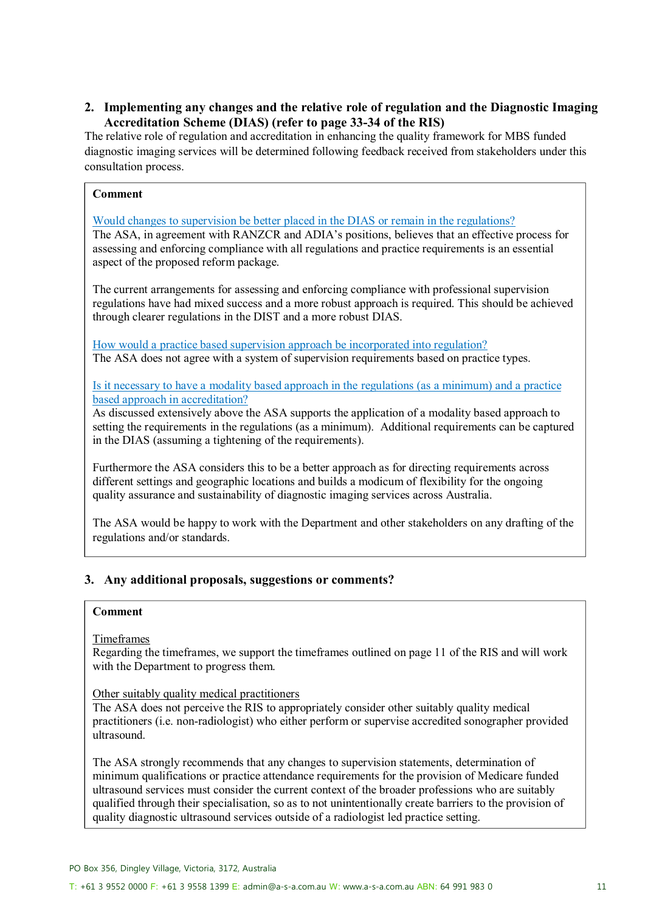## 2. Implementing any changes and the relative role of regulation and the Diagnostic Imaging Accreditation Scheme (DIAS) (refer to page 33-34 of the RIS)

The relative role of regulation and accreditation in enhancing the quality framework for MBS funded diagnostic imaging services will be determined following feedback received from stakeholders under this consultation process.

**Comment**

Would changes to supervision be better placed in the DIAS or remain in the regulations?

The ASA, in agreement with RANZCR and ADIA's positions, believes that an effective process for assessing and enforcing compliance with all regulations and practice requirements is an essential aspect of the proposed reform package.

The current arrangements for assessing and enforcing compliance with professional supervision regulations have had mixed success and a more robust approach is required. This should be achieved through clearer regulations in the DIST and a more robust DIAS.

How would a practice based supervision approach be incorporated into regulation?

The ASA does not agree with a system of supervision requirements based on practice types.

Is it necessary to have a modality based approach in the regulations (as a minimum) and a practice based approach in accreditation?

As discussed extensively above the ASA supports the application of a modality based approach to setting the requirements in the regulations (as a minimum). Additional requirements can be captured in the DIAS (assuming a tightening of the requirements).

Furthermore the ASA considers this to be a better approach as for directing requirements across different settings and geographic locations and builds a modicum of flexibility for the ongoing quality assurance and sustainability of diagnostic imaging services across Australia.

The ASA would be happy to work with the Department and other stakeholders on any drafting of the regulations and/or standards.

## 3. Any additional proposals, suggestions or comments?

**Comment**

Timeframes

Regarding the timeframes, we support the timeframes outlined on page 11 of the RIS and will work with the Department to progress them.

Other suitably quality medical practitioners

The ASA does not perceive the RIS to appropriately consider other suitably quality medical practitioners (i.e. non-radiologist) who either perform or supervise accredited sonographer provided ultrasound.

The ASA strongly recommends that any changes to supervision statements, determination of minimum qualifications or practice attendance requirements for the provision of Medicare funded ultrasound services must consider the current context of the broader professions who are suitably qualified through their specialisation, so as to not unintentionally create barriers to the provision of quality diagnostic ultrasound services outside of a radiologist led practice setting.